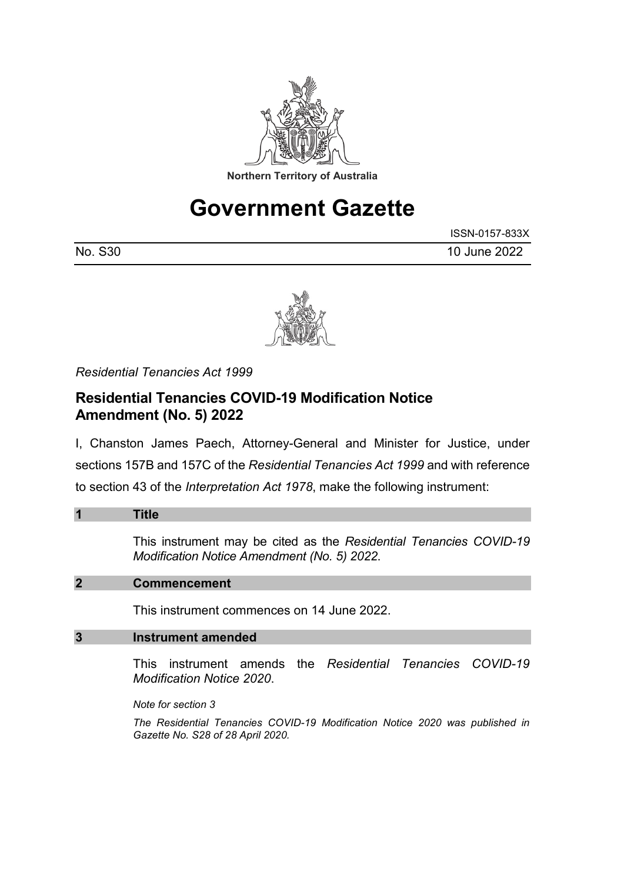Northern Territory of Australia

# Government Gazette

ISSN-0157-833X

No. S30 10 June 2022

*Residential Tenancies Act 1999*

## Residential Tenancies COVID-19 Modification Notice Amendment (No. 5) 2022

I, Chanston James Paech, Attorney-General and Minister for Justice, under sections 157B and 157C of the *Residential Tenancies Act 1999* and with reference to section 43 of the *Interpretation Act 1978*, make the following instrument:

### 1 Title

This instrument may be cited as the *Residential Tenancies COVID-19 Modification Notice Amendment (No. 5) 2022*.

### 2 Commencement

This instrument commences on 14 June 2022.

### 3 Instrument amended

This instrument amends the *Residential Tenancies COVID-19 Modification Notice 2020*.

*Note for section 3*

*The Residential Tenancies COVID-19 Modification Notice 2020 was published in Gazette No. S28 of 28 April 2020.*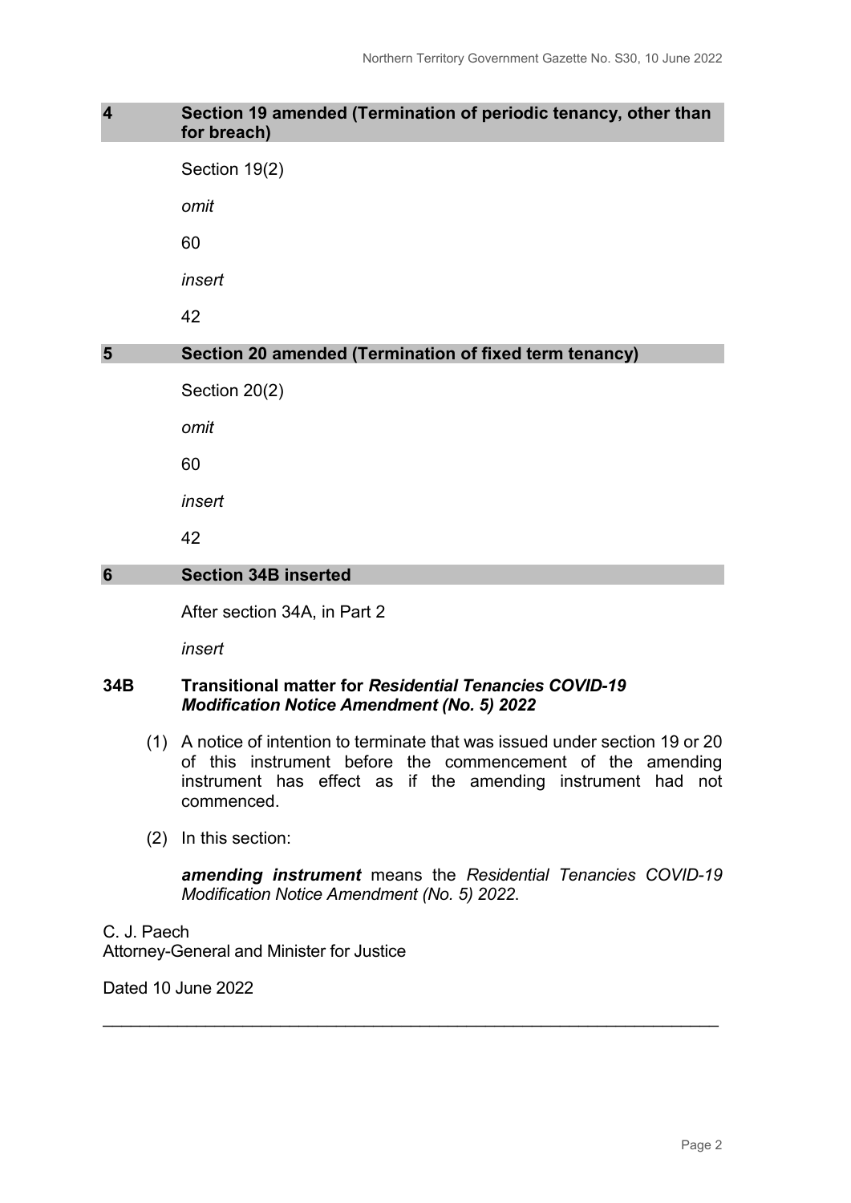## 4 Section 19 amended (Termination of periodic tenancy, other than for breach)

Section 19(2)

*omit*

60

*insert*

42

## 5 Section 20 amended (Termination of fixed term tenancy)

Section 20(2)

*omit*

60

*insert*

42

## 6 Section 34B inserted

After section 34A, in Part 2

*insert*

### 34B Transitional matter for *Residential Tenancies COVID-19 Modification Notice Amendment (No. 5) 2022*

(1) A notice of intention to terminate that was issued under section 19 or 20 of this instrument before the commencement of the amending instrument has effect as if the amending instrument had not commenced.

(2) In this section:

***amending instrument*** means the *Residential Tenancies COVID-19 Modification Notice Amendment (No. 5) 2022*.

C. J. Paech
Attorney-General and Minister for Justice

Dated 10 June 2022